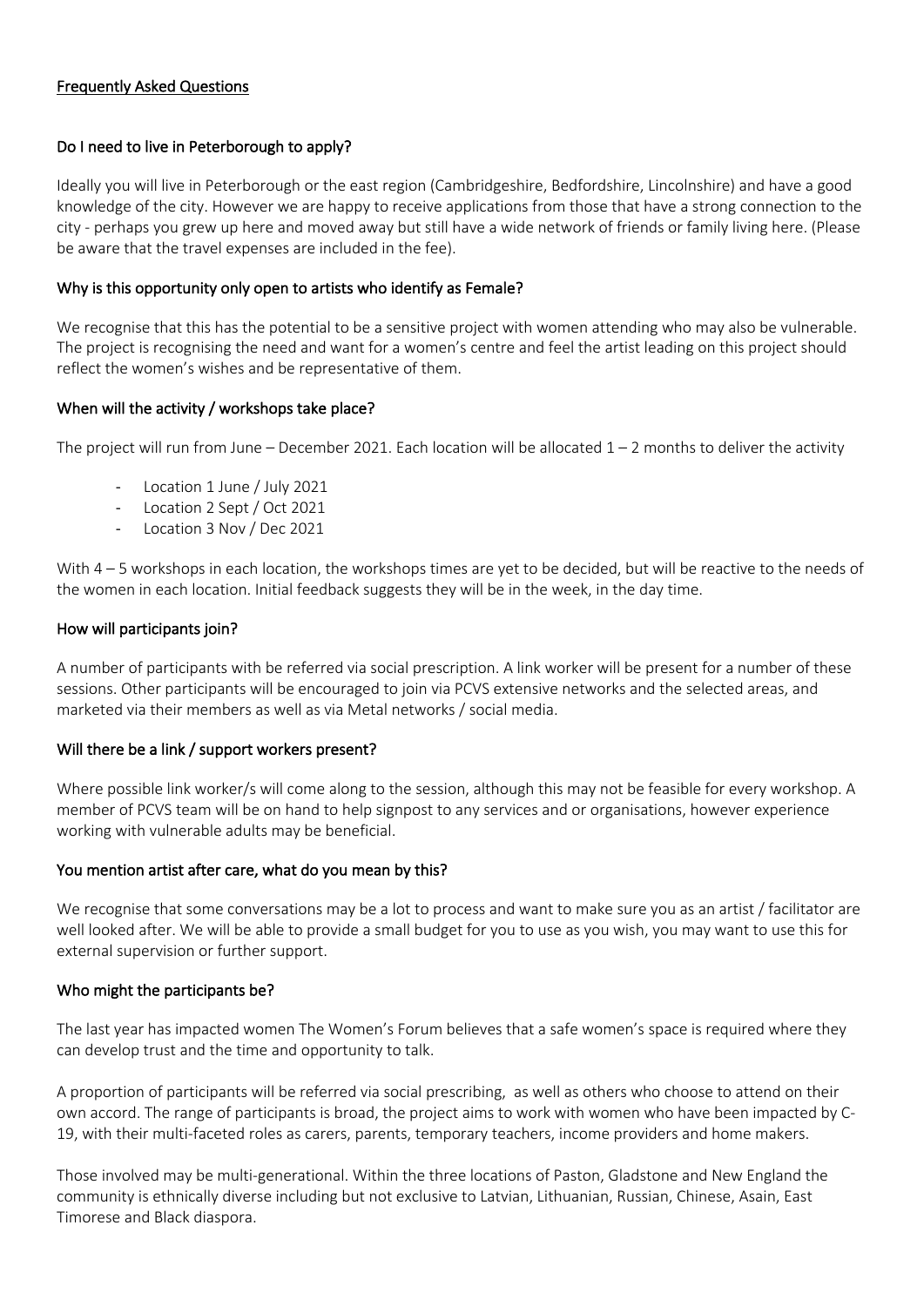## Frequently Asked Questions

### Do I need to live in Peterborough to apply?

Ideally you will live in Peterborough or the east region (Cambridgeshire, Bedfordshire, Lincolnshire) and have a good knowledge of the city. However we are happy to receive applications from those that have a strong connection to the city - perhaps you grew up here and moved away but still have a wide network of friends or family living here. (Please be aware that the travel expenses are included in the fee).

### Why is this opportunity only open to artists who identify as Female?

We recognise that this has the potential to be a sensitive project with women attending who may also be vulnerable. The project is recognising the need and want for a women's centre and feel the artist leading on this project should reflect the women's wishes and be representative of them.

### When will the activity / workshops take place?

The project will run from June – December 2021. Each location will be allocated 1 – 2 months to deliver the activity

- Location 1 June / July 2021
- Location 2 Sept / Oct 2021
- Location 3 Nov / Dec 2021

With 4 – 5 workshops in each location, the workshops times are yet to be decided, but will be reactive to the needs of the women in each location. Initial feedback suggests they will be in the week, in the day time.

### How will participants join?

A number of participants with be referred via social prescription. A link worker will be present for a number of these sessions. Other participants will be encouraged to join via PCVS extensive networks and the selected areas, and marketed via their members as well as via Metal networks / social media.

### Will there be a link / support workers present?

Where possible link worker/s will come along to the session, although this may not be feasible for every workshop. A member of PCVS team will be on hand to help signpost to any services and or organisations, however experience working with vulnerable adults may be beneficial.

### You mention artist after care, what do you mean by this?

We recognise that some conversations may be a lot to process and want to make sure you as an artist / facilitator are well looked after. We will be able to provide a small budget for you to use as you wish, you may want to use this for external supervision or further support.

### Who might the participants be?

The last year has impacted women The Women's Forum believes that a safe women's space is required where they can develop trust and the time and opportunity to talk.

A proportion of participants will be referred via social prescribing, as well as others who choose to attend on their own accord. The range of participants is broad, the project aims to work with women who have been impacted by C-19, with their multi-faceted roles as carers, parents, temporary teachers, income providers and home makers.

Those involved may be multi-generational. Within the three locations of Paston, Gladstone and New England the community is ethnically diverse including but not exclusive to Latvian, Lithuanian, Russian, Chinese, Asain, East Timorese and Black diaspora.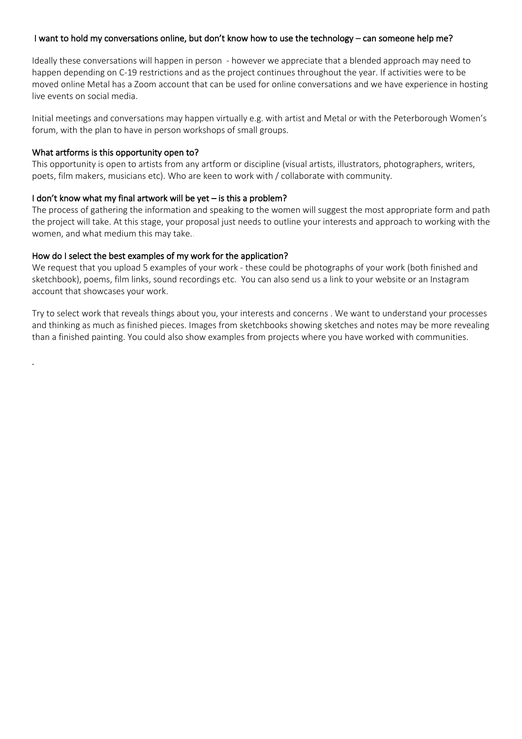### I want to hold my conversations online, but don't know how to use the technology – can someone help me?

Ideally these conversations will happen in person - however we appreciate that a blended approach may need to happen depending on C-19 restrictions and as the project continues throughout the year. If activities were to be moved online Metal has a Zoom account that can be used for online conversations and we have experience in hosting live events on social media.

Initial meetings and conversations may happen virtually e.g. with artist and Metal or with the Peterborough Women's forum, with the plan to have in person workshops of small groups.

### What artforms is this opportunity open to?

This opportunity is open to artists from any artform or discipline (visual artists, illustrators, photographers, writers, poets, film makers, musicians etc). Who are keen to work with / collaborate with community.

### I don't know what my final artwork will be yet – is this a problem?

The process of gathering the information and speaking to the women will suggest the most appropriate form and path the project will take. At this stage, your proposal just needs to outline your interests and approach to working with the women, and what medium this may take..

### How do I select the best examples of my work for the application?

We request that you upload 5 examples of your work - these could be photographs of your work (both finished and sketchbook), poems, film links, sound recordings etc. You can also send us a link to your website or an Instagram account that showcases your work.

Try to select work that reveals things about you, your interests and concerns . We want to understand your processes and thinking as much as finished pieces. Images from sketchbooks showing sketches and notes may be more revealing than a finished painting. You could also show examples from projects where you have worked with communities.